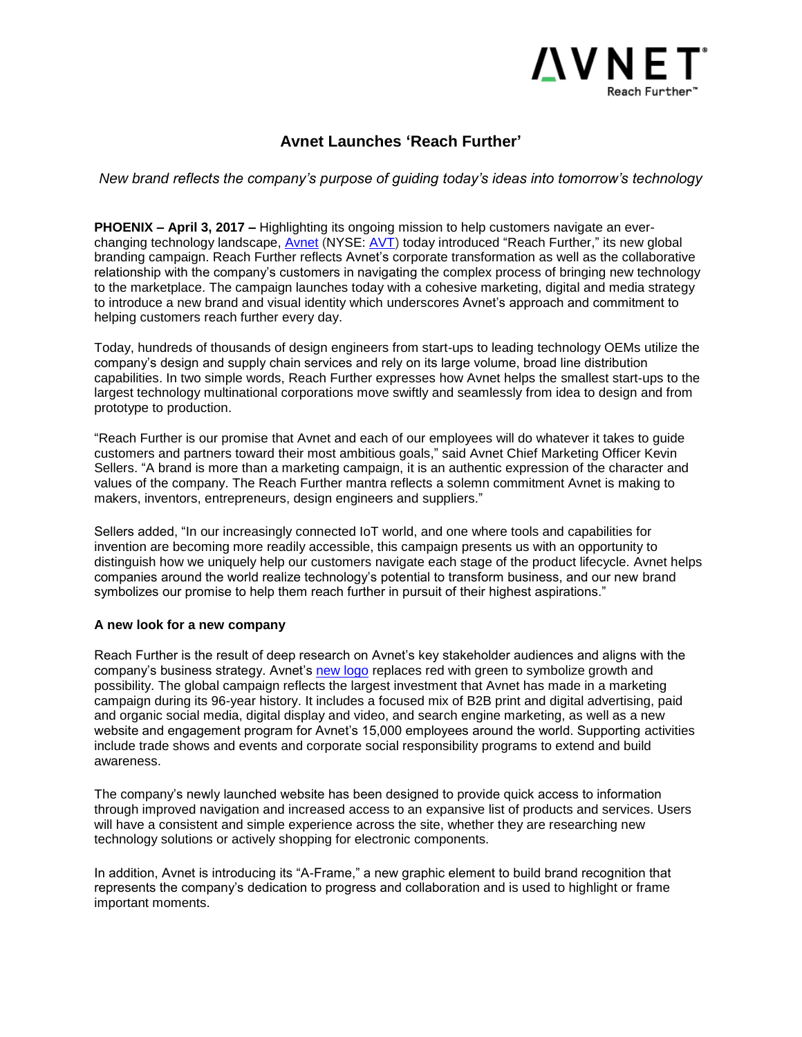AVNET
Reach Further™

# Avnet Launches 'Reach Further'

*New brand reflects the company's purpose of guiding today's ideas into tomorrow's technology*

**PHOENIX – April 3, 2017 –** Highlighting its ongoing mission to help customers navigate an ever-changing technology landscape, Avnet (NYSE: AVT) today introduced "Reach Further," its new global branding campaign. Reach Further reflects Avnet's corporate transformation as well as the collaborative relationship with the company's customers in navigating the complex process of bringing new technology to the marketplace. The campaign launches today with a cohesive marketing, digital and media strategy to introduce a new brand and visual identity which underscores Avnet's approach and commitment to helping customers reach further every day.

Today, hundreds of thousands of design engineers from start-ups to leading technology OEMs utilize the company's design and supply chain services and rely on its large volume, broad line distribution capabilities. In two simple words, Reach Further expresses how Avnet helps the smallest start-ups to the largest technology multinational corporations move swiftly and seamlessly from idea to design and from prototype to production.

"Reach Further is our promise that Avnet and each of our employees will do whatever it takes to guide customers and partners toward their most ambitious goals," said Avnet Chief Marketing Officer Kevin Sellers. "A brand is more than a marketing campaign, it is an authentic expression of the character and values of the company. The Reach Further mantra reflects a solemn commitment Avnet is making to makers, inventors, entrepreneurs, design engineers and suppliers."

Sellers added, "In our increasingly connected IoT world, and one where tools and capabilities for invention are becoming more readily accessible, this campaign presents us with an opportunity to distinguish how we uniquely help our customers navigate each stage of the product lifecycle. Avnet helps companies around the world realize technology's potential to transform business, and our new brand symbolizes our promise to help them reach further in pursuit of their highest aspirations."

**A new look for a new company**

Reach Further is the result of deep research on Avnet's key stakeholder audiences and aligns with the company's business strategy. Avnet's new logo replaces red with green to symbolize growth and possibility. The global campaign reflects the largest investment that Avnet has made in a marketing campaign during its 96-year history. It includes a focused mix of B2B print and digital advertising, paid and organic social media, digital display and video, and search engine marketing, as well as a new website and engagement program for Avnet's 15,000 employees around the world. Supporting activities include trade shows and events and corporate social responsibility programs to extend and build awareness.

The company's newly launched website has been designed to provide quick access to information through improved navigation and increased access to an expansive list of products and services. Users will have a consistent and simple experience across the site, whether they are researching new technology solutions or actively shopping for electronic components.

In addition, Avnet is introducing its "A-Frame," a new graphic element to build brand recognition that represents the company's dedication to progress and collaboration and is used to highlight or frame important moments.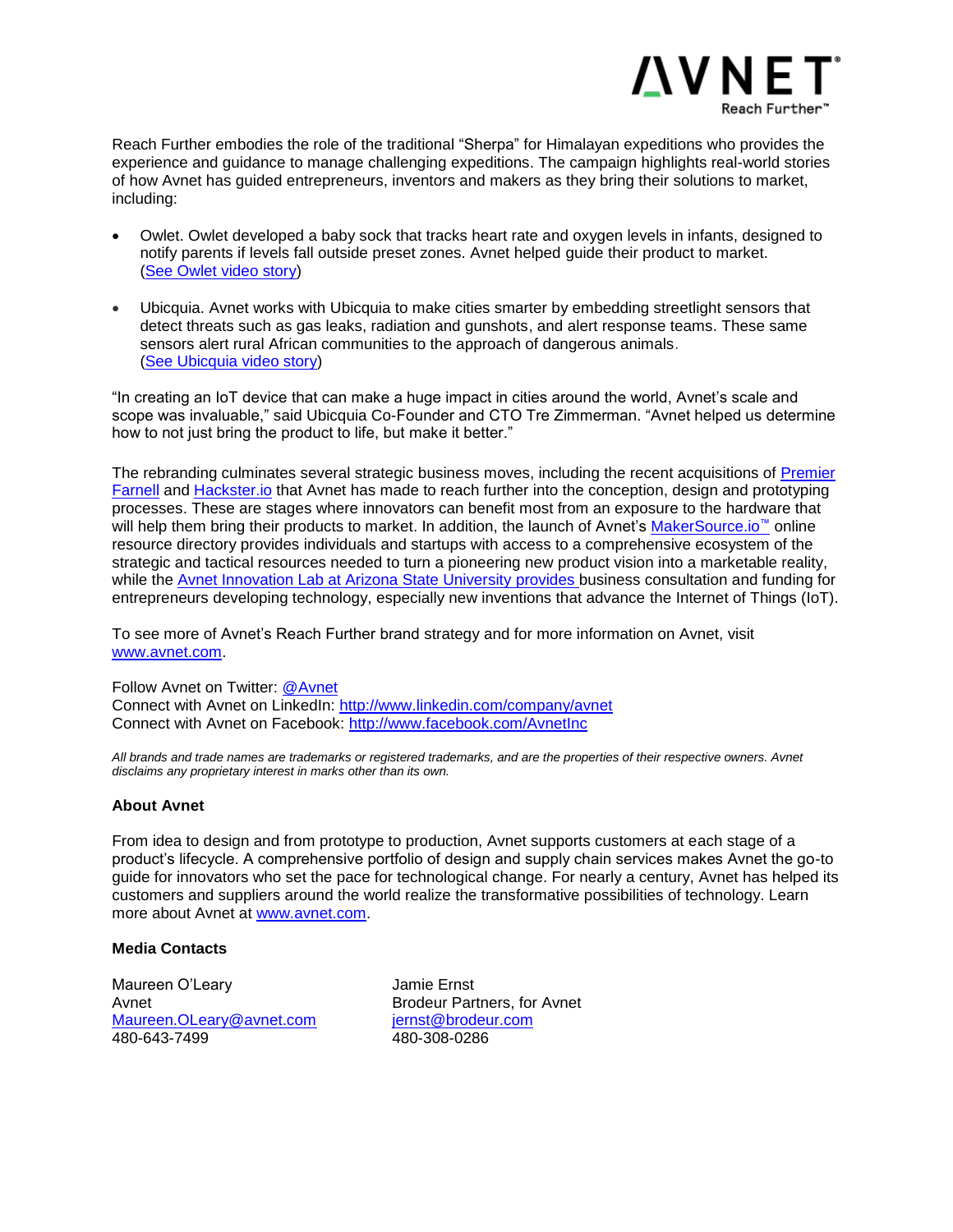Reach Further embodies the role of the traditional "Sherpa" for Himalayan expeditions who provides the experience and guidance to manage challenging expeditions. The campaign highlights real-world stories of how Avnet has guided entrepreneurs, inventors and makers as they bring their solutions to market, including:

- Owlet. Owlet developed a baby sock that tracks heart rate and oxygen levels in infants, designed to notify parents if levels fall outside preset zones. Avnet helped guide their product to market. (See Owlet video story)

- Ubicquia. Avnet works with Ubicquia to make cities smarter by embedding streetlight sensors that detect threats such as gas leaks, radiation and gunshots, and alert response teams. These same sensors alert rural African communities to the approach of dangerous animals. (See Ubicquia video story)

"In creating an IoT device that can make a huge impact in cities around the world, Avnet's scale and scope was invaluable," said Ubicquia Co-Founder and CTO Tre Zimmerman. "Avnet helped us determine how to not just bring the product to life, but make it better."

The rebranding culminates several strategic business moves, including the recent acquisitions of Premier Farnell and Hackster.io that Avnet has made to reach further into the conception, design and prototyping processes. These are stages where innovators can benefit most from an exposure to the hardware that will help them bring their products to market. In addition, the launch of Avnet's MakerSource.io™ online resource directory provides individuals and startups with access to a comprehensive ecosystem of the strategic and tactical resources needed to turn a pioneering new product vision into a marketable reality, while the Avnet Innovation Lab at Arizona State University provides business consultation and funding for entrepreneurs developing technology, especially new inventions that advance the Internet of Things (IoT).

To see more of Avnet's Reach Further brand strategy and for more information on Avnet, visit www.avnet.com.

Follow Avnet on Twitter: @Avnet
Connect with Avnet on LinkedIn: http://www.linkedin.com/company/avnet
Connect with Avnet on Facebook: http://www.facebook.com/AvnetInc

*All brands and trade names are trademarks or registered trademarks, and are the properties of their respective owners. Avnet disclaims any proprietary interest in marks other than its own.*

**About Avnet**

From idea to design and from prototype to production, Avnet supports customers at each stage of a product's lifecycle. A comprehensive portfolio of design and supply chain services makes Avnet the go-to guide for innovators who set the pace for technological change. For nearly a century, Avnet has helped its customers and suppliers around the world realize the transformative possibilities of technology. Learn more about Avnet at www.avnet.com.

**Media Contacts**

Maureen O'Leary
Avnet
Maureen.OLeary@avnet.com
480-643-7499

Jamie Ernst
Brodeur Partners, for Avnet
jernst@brodeur.com
480-308-0286